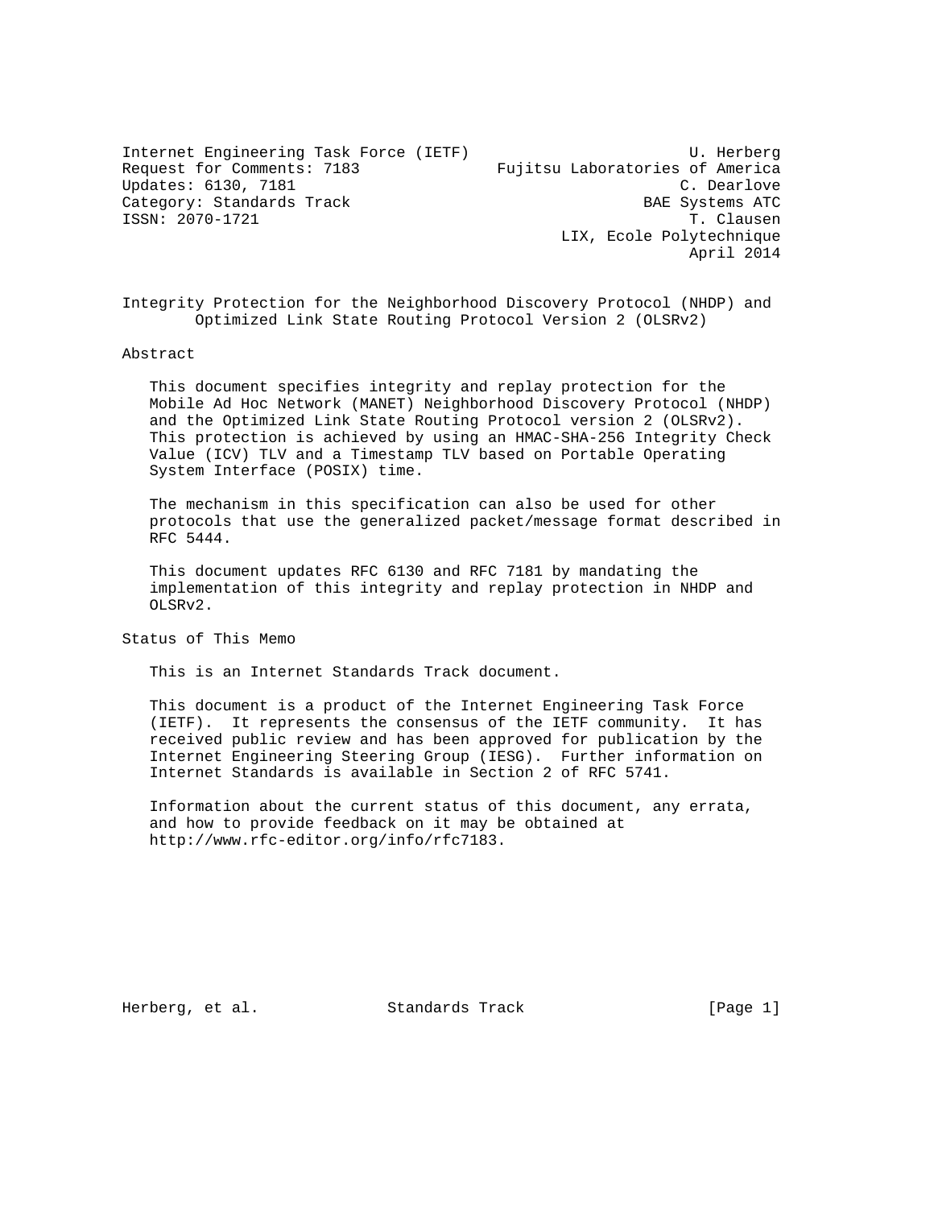Internet Engineering Task Force (IETF)  
Request for Comments: 7183  
Updates: 6130, 7181  
Category: Standards Track  
ISSN: 2070-1721

U. Herberg  
Fujitsu Laboratories of America  
C. Dearlove  
BAE Systems ATC  
T. Clausen  
LIX, Ecole Polytechnique  
April 2014

# Integrity Protection for the Neighborhood Discovery Protocol (NHDP) and Optimized Link State Routing Protocol Version 2 (OLSRv2)

## Abstract

This document specifies integrity and replay protection for the Mobile Ad Hoc Network (MANET) Neighborhood Discovery Protocol (NHDP) and the Optimized Link State Routing Protocol version 2 (OLSRv2). This protection is achieved by using an HMAC-SHA-256 Integrity Check Value (ICV) TLV and a Timestamp TLV based on Portable Operating System Interface (POSIX) time.

The mechanism in this specification can also be used for other protocols that use the generalized packet/message format described in RFC 5444.

This document updates RFC 6130 and RFC 7181 by mandating the implementation of this integrity and replay protection in NHDP and OLSRv2.

## Status of This Memo

This is an Internet Standards Track document.

This document is a product of the Internet Engineering Task Force (IETF). It represents the consensus of the IETF community. It has received public review and has been approved for publication by the Internet Engineering Steering Group (IESG). Further information on Internet Standards is available in Section 2 of RFC 5741.

Information about the current status of this document, any errata, and how to provide feedback on it may be obtained at http://www.rfc-editor.org/info/rfc7183.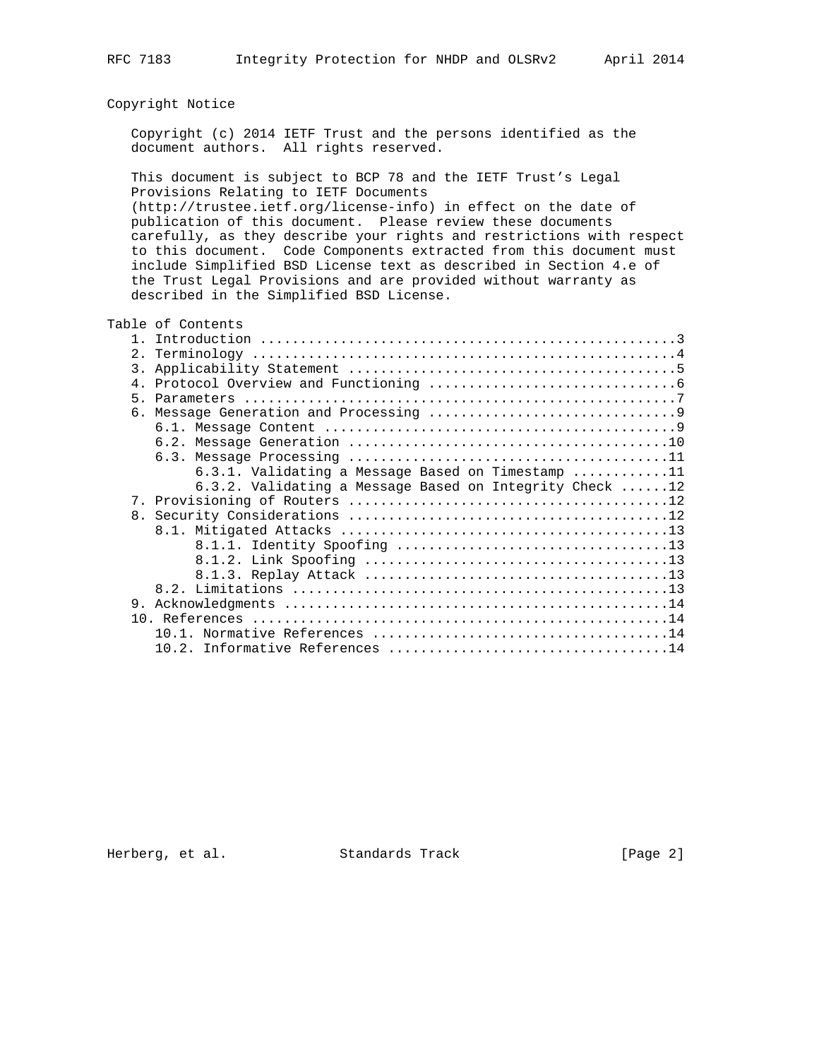## Copyright Notice

Copyright (c) 2014 IETF Trust and the persons identified as the document authors. All rights reserved.

This document is subject to BCP 78 and the IETF Trust's Legal Provisions Relating to IETF Documents (http://trustee.ietf.org/license-info) in effect on the date of publication of this document. Please review these documents carefully, as they describe your rights and restrictions with respect to this document. Code Components extracted from this document must include Simplified BSD License text as described in Section 4.e of the Trust Legal Provisions and are provided without warranty as described in the Simplified BSD License.

## Table of Contents

```
   1. Introduction ....................................................3
   2. Terminology .....................................................4
   3. Applicability Statement .........................................5
   4. Protocol Overview and Functioning ...............................6
   5. Parameters ......................................................7
   6. Message Generation and Processing ...............................9
      6.1. Message Content ............................................9
      6.2. Message Generation ........................................10
      6.3. Message Processing ........................................11
           6.3.1. Validating a Message Based on Timestamp ............11
           6.3.2. Validating a Message Based on Integrity Check ......12
   7. Provisioning of Routers ........................................12
   8. Security Considerations ........................................12
      8.1. Mitigated Attacks .........................................13
           8.1.1. Identity Spoofing ..................................13
           8.1.2. Link Spoofing ......................................13
           8.1.3. Replay Attack ......................................13
      8.2. Limitations ...............................................13
   9. Acknowledgments ................................................14
   10. References ....................................................14
      10.1. Normative References .....................................14
      10.2. Informative References ...................................14
```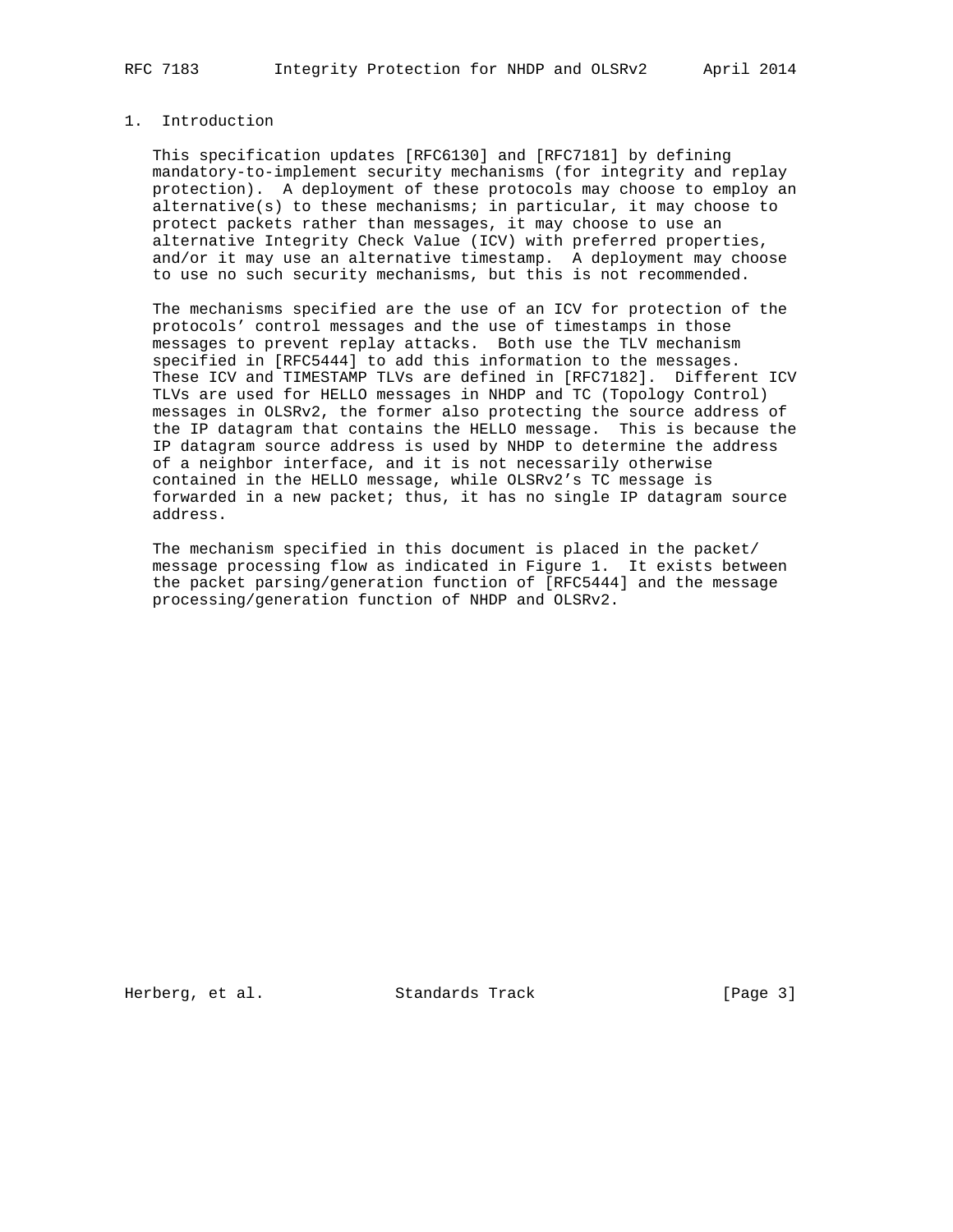# 1. Introduction

This specification updates [RFC6130] and [RFC7181] by defining mandatory-to-implement security mechanisms (for integrity and replay protection). A deployment of these protocols may choose to employ an alternative(s) to these mechanisms; in particular, it may choose to protect packets rather than messages, it may choose to use an alternative Integrity Check Value (ICV) with preferred properties, and/or it may use an alternative timestamp. A deployment may choose to use no such security mechanisms, but this is not recommended.

The mechanisms specified are the use of an ICV for protection of the protocols' control messages and the use of timestamps in those messages to prevent replay attacks. Both use the TLV mechanism specified in [RFC5444] to add this information to the messages. These ICV and TIMESTAMP TLVs are defined in [RFC7182]. Different ICV TLVs are used for HELLO messages in NHDP and TC (Topology Control) messages in OLSRv2, the former also protecting the source address of the IP datagram that contains the HELLO message. This is because the IP datagram source address is used by NHDP to determine the address of a neighbor interface, and it is not necessarily otherwise contained in the HELLO message, while OLSRv2's TC message is forwarded in a new packet; thus, it has no single IP datagram source address.

The mechanism specified in this document is placed in the packet/message processing flow as indicated in Figure 1. It exists between the packet parsing/generation function of [RFC5444] and the message processing/generation function of NHDP and OLSRv2.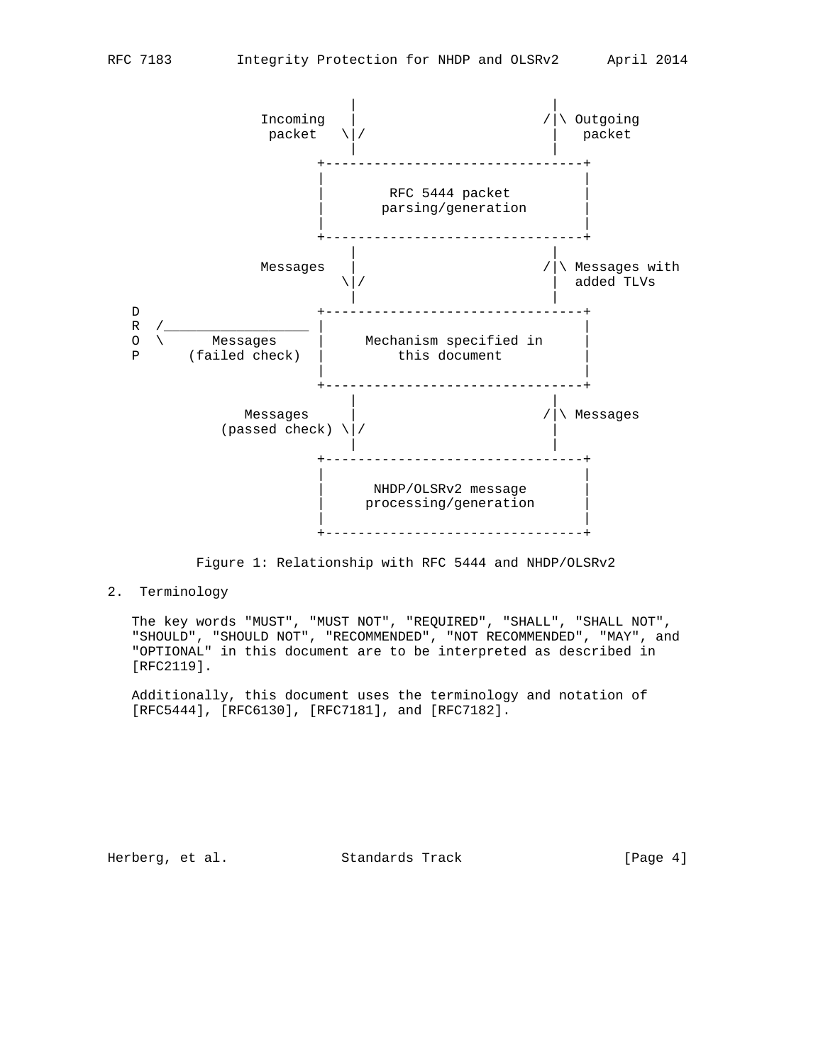```
                    |                        |
          Incoming  |                       /|\ Outgoing
           packet  \|/                       |   packet
                    |                        |
                +--------------------------------+
                |                                |
                |        RFC 5444 packet         |
                |       parsing/generation       |
                |                                |
                +--------------------------------+
                    |                        |
          Messages  |                       /|\ Messages with
                   \|/                       |  added TLVs
                    |                        |
D               +--------------------------------+
R  /__________________ |                         |
O  \      Messages     |    Mechanism specified in    |
P      (failed check)  |        this document         |
                |                                |
                +--------------------------------+
                    |                        |
        Messages    |                       /|\ Messages
     (passed check) \|/                      |
                    |                        |
                +--------------------------------+
                |                                |
                |      NHDP/OLSRv2 message       |
                |     processing/generation      |
                |                                |
                +--------------------------------+
```

Figure 1: Relationship with RFC 5444 and NHDP/OLSRv2

## 2. Terminology

The key words "MUST", "MUST NOT", "REQUIRED", "SHALL", "SHALL NOT", "SHOULD", "SHOULD NOT", "RECOMMENDED", "NOT RECOMMENDED", "MAY", and "OPTIONAL" in this document are to be interpreted as described in [RFC2119].

Additionally, this document uses the terminology and notation of [RFC5444], [RFC6130], [RFC7181], and [RFC7182].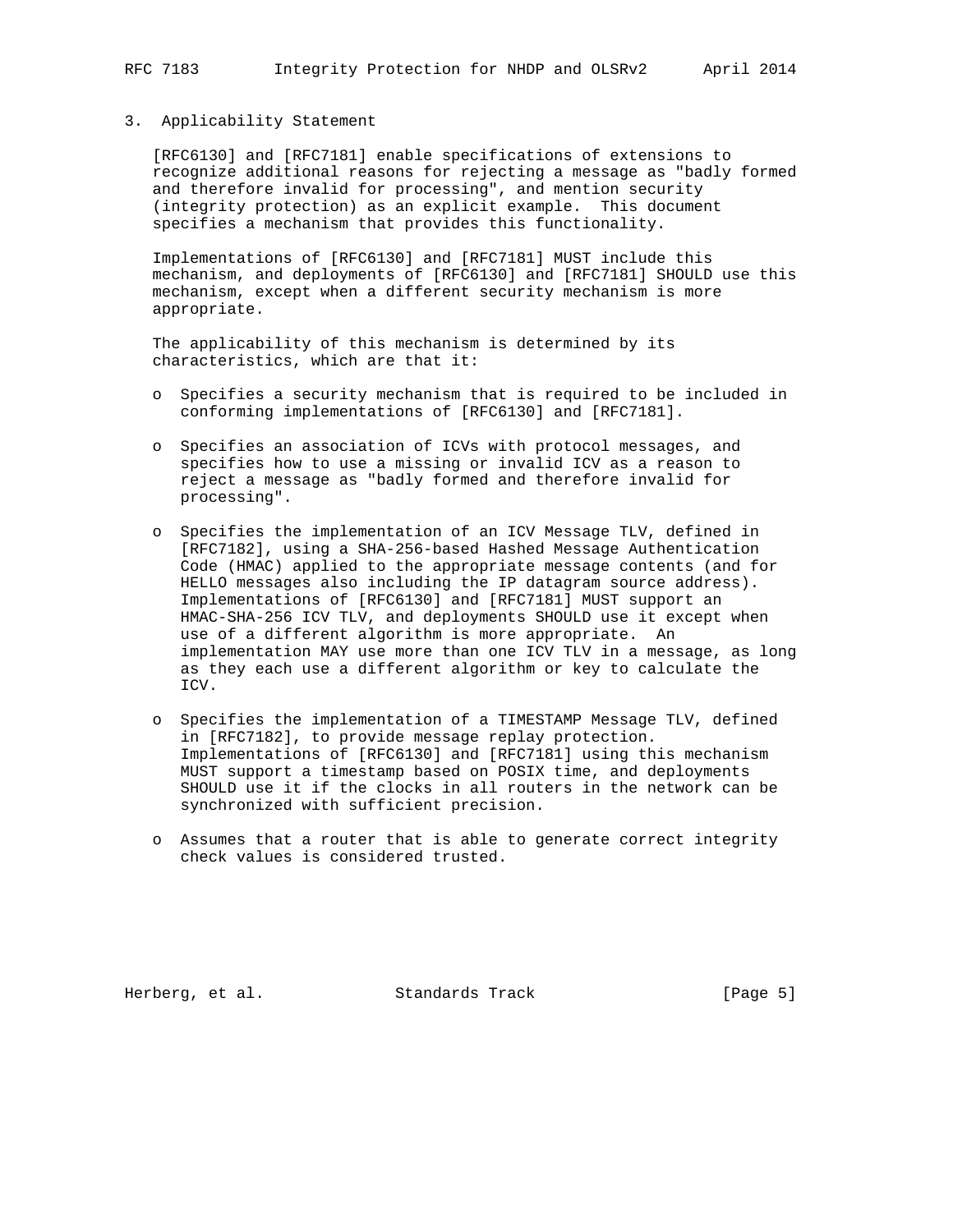## 3. Applicability Statement

[RFC6130] and [RFC7181] enable specifications of extensions to recognize additional reasons for rejecting a message as "badly formed and therefore invalid for processing", and mention security (integrity protection) as an explicit example. This document specifies a mechanism that provides this functionality.

Implementations of [RFC6130] and [RFC7181] MUST include this mechanism, and deployments of [RFC6130] and [RFC7181] SHOULD use this mechanism, except when a different security mechanism is more appropriate.

The applicability of this mechanism is determined by its characteristics, which are that it:

- Specifies a security mechanism that is required to be included in conforming implementations of [RFC6130] and [RFC7181].
- Specifies an association of ICVs with protocol messages, and specifies how to use a missing or invalid ICV as a reason to reject a message as "badly formed and therefore invalid for processing".
- Specifies the implementation of an ICV Message TLV, defined in [RFC7182], using a SHA-256-based Hashed Message Authentication Code (HMAC) applied to the appropriate message contents (and for HELLO messages also including the IP datagram source address). Implementations of [RFC6130] and [RFC7181] MUST support an HMAC-SHA-256 ICV TLV, and deployments SHOULD use it except when use of a different algorithm is more appropriate. An implementation MAY use more than one ICV TLV in a message, as long as they each use a different algorithm or key to calculate the ICV.
- Specifies the implementation of a TIMESTAMP Message TLV, defined in [RFC7182], to provide message replay protection. Implementations of [RFC6130] and [RFC7181] using this mechanism MUST support a timestamp based on POSIX time, and deployments SHOULD use it if the clocks in all routers in the network can be synchronized with sufficient precision.
- Assumes that a router that is able to generate correct integrity check values is considered trusted.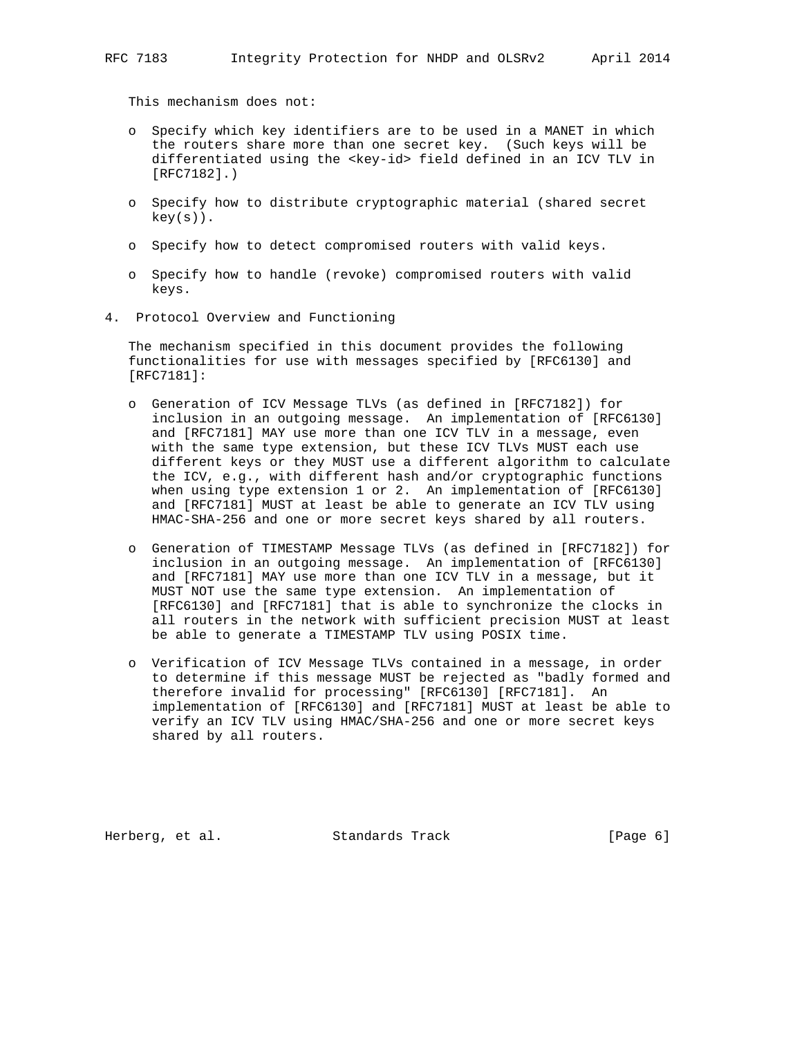This mechanism does not:

- Specify which key identifiers are to be used in a MANET in which the routers share more than one secret key. (Such keys will be differentiated using the <key-id> field defined in an ICV TLV in [RFC7182].)

- Specify how to distribute cryptographic material (shared secret key(s)).

- Specify how to detect compromised routers with valid keys.

- Specify how to handle (revoke) compromised routers with valid keys.

## 4. Protocol Overview and Functioning

The mechanism specified in this document provides the following functionalities for use with messages specified by [RFC6130] and [RFC7181]:

- Generation of ICV Message TLVs (as defined in [RFC7182]) for inclusion in an outgoing message. An implementation of [RFC6130] and [RFC7181] MAY use more than one ICV TLV in a message, even with the same type extension, but these ICV TLVs MUST each use different keys or they MUST use a different algorithm to calculate the ICV, e.g., with different hash and/or cryptographic functions when using type extension 1 or 2. An implementation of [RFC6130] and [RFC7181] MUST at least be able to generate an ICV TLV using HMAC-SHA-256 and one or more secret keys shared by all routers.

- Generation of TIMESTAMP Message TLVs (as defined in [RFC7182]) for inclusion in an outgoing message. An implementation of [RFC6130] and [RFC7181] MAY use more than one ICV TLV in a message, but it MUST NOT use the same type extension. An implementation of [RFC6130] and [RFC7181] that is able to synchronize the clocks in all routers in the network with sufficient precision MUST at least be able to generate a TIMESTAMP TLV using POSIX time.

- Verification of ICV Message TLVs contained in a message, in order to determine if this message MUST be rejected as "badly formed and therefore invalid for processing" [RFC6130] [RFC7181]. An implementation of [RFC6130] and [RFC7181] MUST at least be able to verify an ICV TLV using HMAC/SHA-256 and one or more secret keys shared by all routers.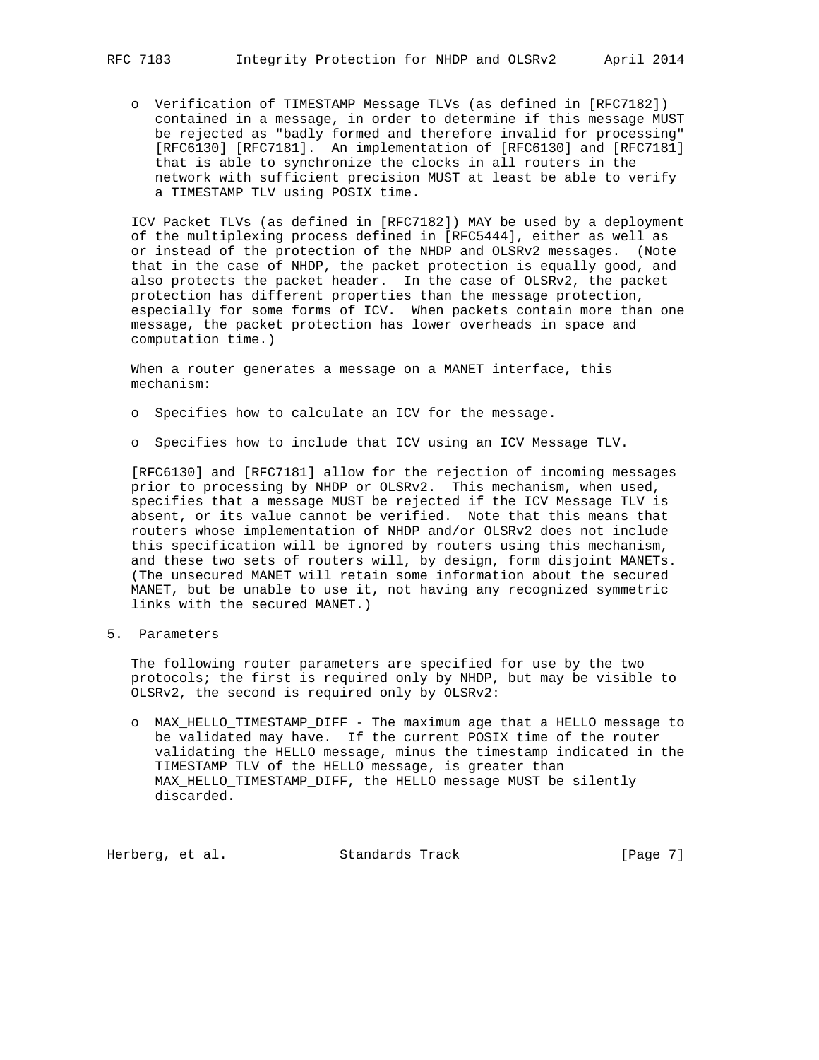- Verification of TIMESTAMP Message TLVs (as defined in [RFC7182]) contained in a message, in order to determine if this message MUST be rejected as "badly formed and therefore invalid for processing" [RFC6130] [RFC7181]. An implementation of [RFC6130] and [RFC7181] that is able to synchronize the clocks in all routers in the network with sufficient precision MUST at least be able to verify a TIMESTAMP TLV using POSIX time.

ICV Packet TLVs (as defined in [RFC7182]) MAY be used by a deployment of the multiplexing process defined in [RFC5444], either as well as or instead of the protection of the NHDP and OLSRv2 messages. (Note that in the case of NHDP, the packet protection is equally good, and also protects the packet header. In the case of OLSRv2, the packet protection has different properties than the message protection, especially for some forms of ICV. When packets contain more than one message, the packet protection has lower overheads in space and computation time.)

When a router generates a message on a MANET interface, this mechanism:

- Specifies how to calculate an ICV for the message.

- Specifies how to include that ICV using an ICV Message TLV.

[RFC6130] and [RFC7181] allow for the rejection of incoming messages prior to processing by NHDP or OLSRv2. This mechanism, when used, specifies that a message MUST be rejected if the ICV Message TLV is absent, or its value cannot be verified. Note that this means that routers whose implementation of NHDP and/or OLSRv2 does not include this specification will be ignored by routers using this mechanism, and these two sets of routers will, by design, form disjoint MANETs. (The unsecured MANET will retain some information about the secured MANET, but be unable to use it, not having any recognized symmetric links with the secured MANET.)

## 5. Parameters

The following router parameters are specified for use by the two protocols; the first is required only by NHDP, but may be visible to OLSRv2, the second is required only by OLSRv2:

- MAX_HELLO_TIMESTAMP_DIFF - The maximum age that a HELLO message to be validated may have. If the current POSIX time of the router validating the HELLO message, minus the timestamp indicated in the TIMESTAMP TLV of the HELLO message, is greater than MAX_HELLO_TIMESTAMP_DIFF, the HELLO message MUST be silently discarded.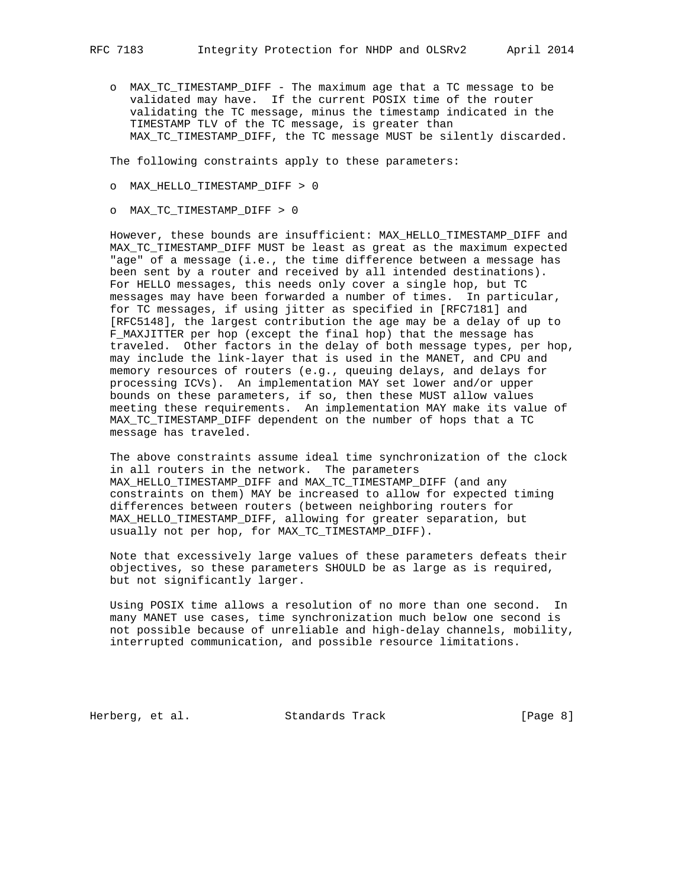- MAX_TC_TIMESTAMP_DIFF - The maximum age that a TC message to be validated may have. If the current POSIX time of the router validating the TC message, minus the timestamp indicated in the TIMESTAMP TLV of the TC message, is greater than MAX_TC_TIMESTAMP_DIFF, the TC message MUST be silently discarded.

The following constraints apply to these parameters:

- MAX_HELLO_TIMESTAMP_DIFF > 0
- MAX_TC_TIMESTAMP_DIFF > 0

However, these bounds are insufficient: MAX_HELLO_TIMESTAMP_DIFF and MAX_TC_TIMESTAMP_DIFF MUST be least as great as the maximum expected "age" of a message (i.e., the time difference between a message has been sent by a router and received by all intended destinations). For HELLO messages, this needs only cover a single hop, but TC messages may have been forwarded a number of times. In particular, for TC messages, if using jitter as specified in [RFC7181] and [RFC5148], the largest contribution the age may be a delay of up to F_MAXJITTER per hop (except the final hop) that the message has traveled. Other factors in the delay of both message types, per hop, may include the link-layer that is used in the MANET, and CPU and memory resources of routers (e.g., queuing delays, and delays for processing ICVs). An implementation MAY set lower and/or upper bounds on these parameters, if so, then these MUST allow values meeting these requirements. An implementation MAY make its value of MAX_TC_TIMESTAMP_DIFF dependent on the number of hops that a TC message has traveled.

The above constraints assume ideal time synchronization of the clock in all routers in the network. The parameters MAX_HELLO_TIMESTAMP_DIFF and MAX_TC_TIMESTAMP_DIFF (and any constraints on them) MAY be increased to allow for expected timing differences between routers (between neighboring routers for MAX_HELLO_TIMESTAMP_DIFF, allowing for greater separation, but usually not per hop, for MAX_TC_TIMESTAMP_DIFF).

Note that excessively large values of these parameters defeats their objectives, so these parameters SHOULD be as large as is required, but not significantly larger.

Using POSIX time allows a resolution of no more than one second. In many MANET use cases, time synchronization much below one second is not possible because of unreliable and high-delay channels, mobility, interrupted communication, and possible resource limitations.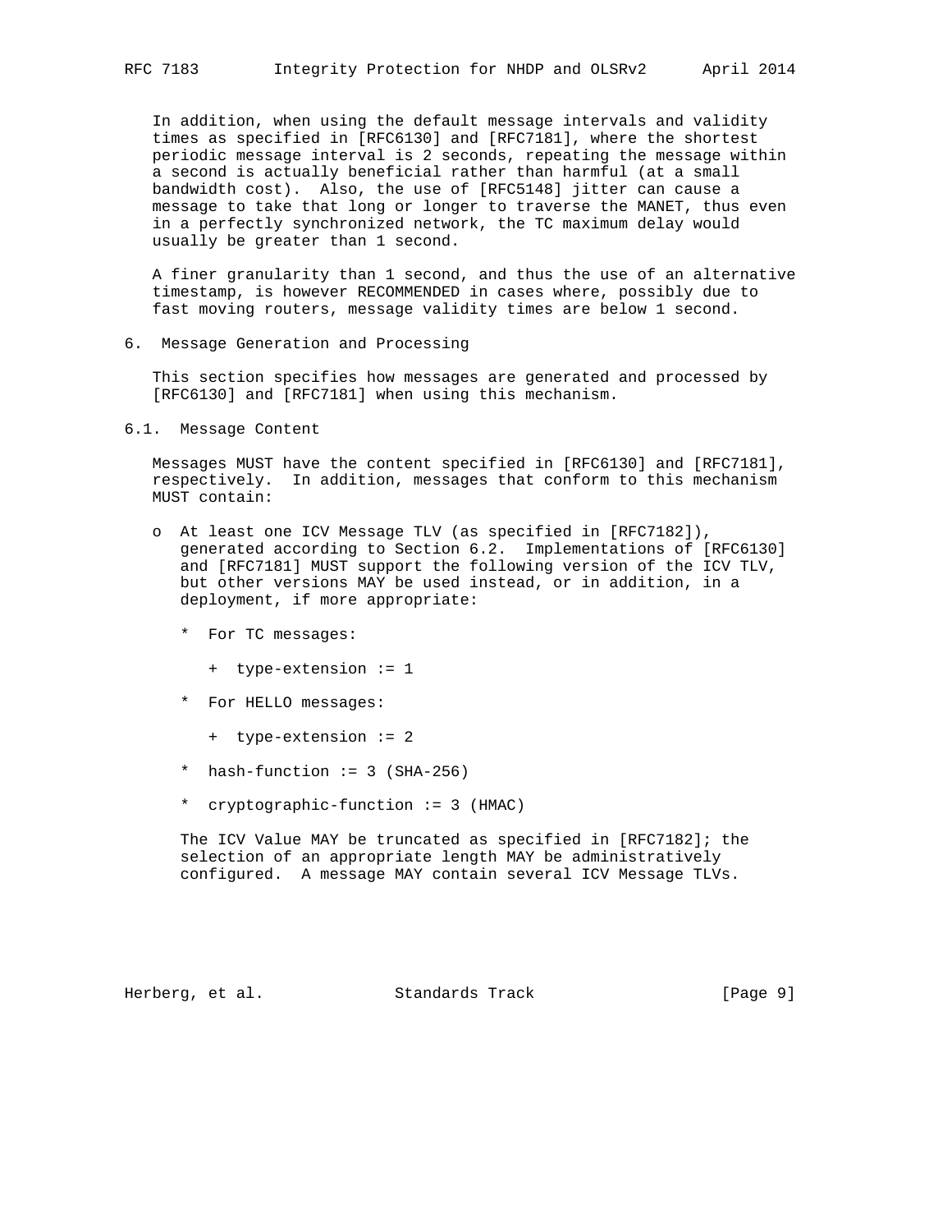In addition, when using the default message intervals and validity times as specified in [RFC6130] and [RFC7181], where the shortest periodic message interval is 2 seconds, repeating the message within a second is actually beneficial rather than harmful (at a small bandwidth cost). Also, the use of [RFC5148] jitter can cause a message to take that long or longer to traverse the MANET, thus even in a perfectly synchronized network, the TC maximum delay would usually be greater than 1 second.

A finer granularity than 1 second, and thus the use of an alternative timestamp, is however RECOMMENDED in cases where, possibly due to fast moving routers, message validity times are below 1 second.

## 6. Message Generation and Processing

This section specifies how messages are generated and processed by [RFC6130] and [RFC7181] when using this mechanism.

### 6.1. Message Content

Messages MUST have the content specified in [RFC6130] and [RFC7181], respectively. In addition, messages that conform to this mechanism MUST contain:

- At least one ICV Message TLV (as specified in [RFC7182]), generated according to Section 6.2. Implementations of [RFC6130] and [RFC7181] MUST support the following version of the ICV TLV, but other versions MAY be used instead, or in addition, in a deployment, if more appropriate:

  - For TC messages:

    - type-extension := 1

  - For HELLO messages:

    - type-extension := 2

  - hash-function := 3 (SHA-256)

  - cryptographic-function := 3 (HMAC)

  The ICV Value MAY be truncated as specified in [RFC7182]; the selection of an appropriate length MAY be administratively configured. A message MAY contain several ICV Message TLVs.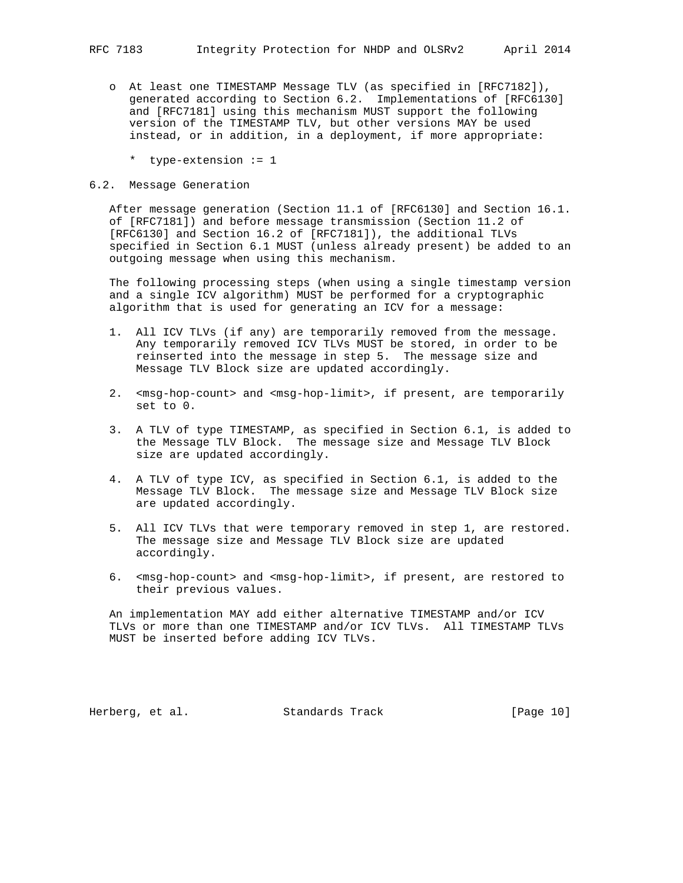- At least one TIMESTAMP Message TLV (as specified in [RFC7182]), generated according to Section 6.2. Implementations of [RFC6130] and [RFC7181] using this mechanism MUST support the following version of the TIMESTAMP TLV, but other versions MAY be used instead, or in addition, in a deployment, if more appropriate:

  * type-extension := 1

### 6.2. Message Generation

After message generation (Section 11.1 of [RFC6130] and Section 16.1. of [RFC7181]) and before message transmission (Section 11.2 of [RFC6130] and Section 16.2 of [RFC7181]), the additional TLVs specified in Section 6.1 MUST (unless already present) be added to an outgoing message when using this mechanism.

The following processing steps (when using a single timestamp version and a single ICV algorithm) MUST be performed for a cryptographic algorithm that is used for generating an ICV for a message:

1. All ICV TLVs (if any) are temporarily removed from the message. Any temporarily removed ICV TLVs MUST be stored, in order to be reinserted into the message in step 5. The message size and Message TLV Block size are updated accordingly.

2. <msg-hop-count> and <msg-hop-limit>, if present, are temporarily set to 0.

3. A TLV of type TIMESTAMP, as specified in Section 6.1, is added to the Message TLV Block. The message size and Message TLV Block size are updated accordingly.

4. A TLV of type ICV, as specified in Section 6.1, is added to the Message TLV Block. The message size and Message TLV Block size are updated accordingly.

5. All ICV TLVs that were temporary removed in step 1, are restored. The message size and Message TLV Block size are updated accordingly.

6. <msg-hop-count> and <msg-hop-limit>, if present, are restored to their previous values.

An implementation MAY add either alternative TIMESTAMP and/or ICV TLVs or more than one TIMESTAMP and/or ICV TLVs. All TIMESTAMP TLVs MUST be inserted before adding ICV TLVs.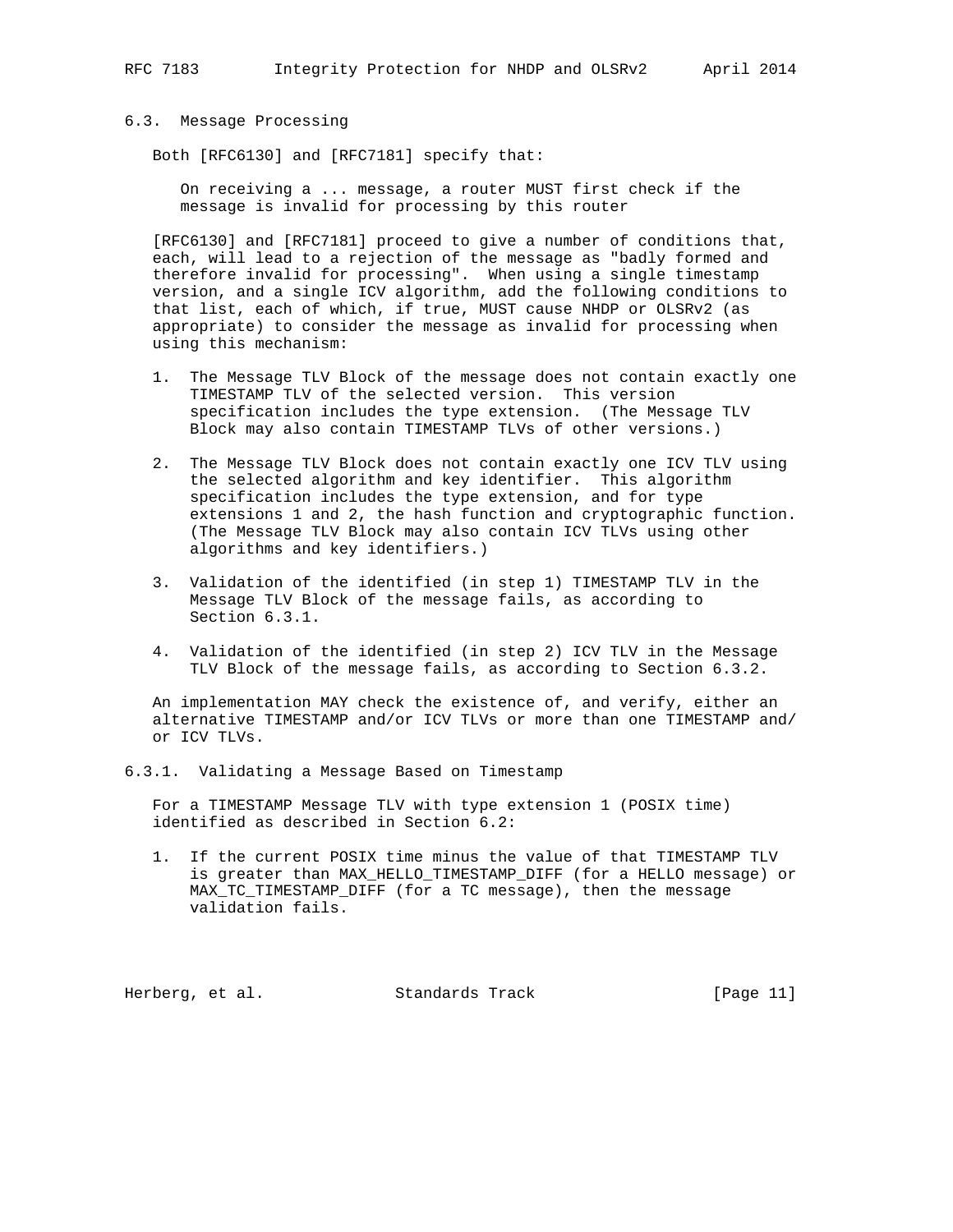## 6.3. Message Processing

Both [RFC6130] and [RFC7181] specify that:

> On receiving a ... message, a router MUST first check if the message is invalid for processing by this router

[RFC6130] and [RFC7181] proceed to give a number of conditions that, each, will lead to a rejection of the message as "badly formed and therefore invalid for processing". When using a single timestamp version, and a single ICV algorithm, add the following conditions to that list, each of which, if true, MUST cause NHDP or OLSRv2 (as appropriate) to consider the message as invalid for processing when using this mechanism:

1. The Message TLV Block of the message does not contain exactly one TIMESTAMP TLV of the selected version. This version specification includes the type extension. (The Message TLV Block may also contain TIMESTAMP TLVs of other versions.)

2. The Message TLV Block does not contain exactly one ICV TLV using the selected algorithm and key identifier. This algorithm specification includes the type extension, and for type extensions 1 and 2, the hash function and cryptographic function. (The Message TLV Block may also contain ICV TLVs using other algorithms and key identifiers.)

3. Validation of the identified (in step 1) TIMESTAMP TLV in the Message TLV Block of the message fails, as according to Section 6.3.1.

4. Validation of the identified (in step 2) ICV TLV in the Message TLV Block of the message fails, as according to Section 6.3.2.

An implementation MAY check the existence of, and verify, either an alternative TIMESTAMP and/or ICV TLVs or more than one TIMESTAMP and/or ICV TLVs.

### 6.3.1. Validating a Message Based on Timestamp

For a TIMESTAMP Message TLV with type extension 1 (POSIX time) identified as described in Section 6.2:

1. If the current POSIX time minus the value of that TIMESTAMP TLV is greater than MAX_HELLO_TIMESTAMP_DIFF (for a HELLO message) or MAX_TC_TIMESTAMP_DIFF (for a TC message), then the message validation fails.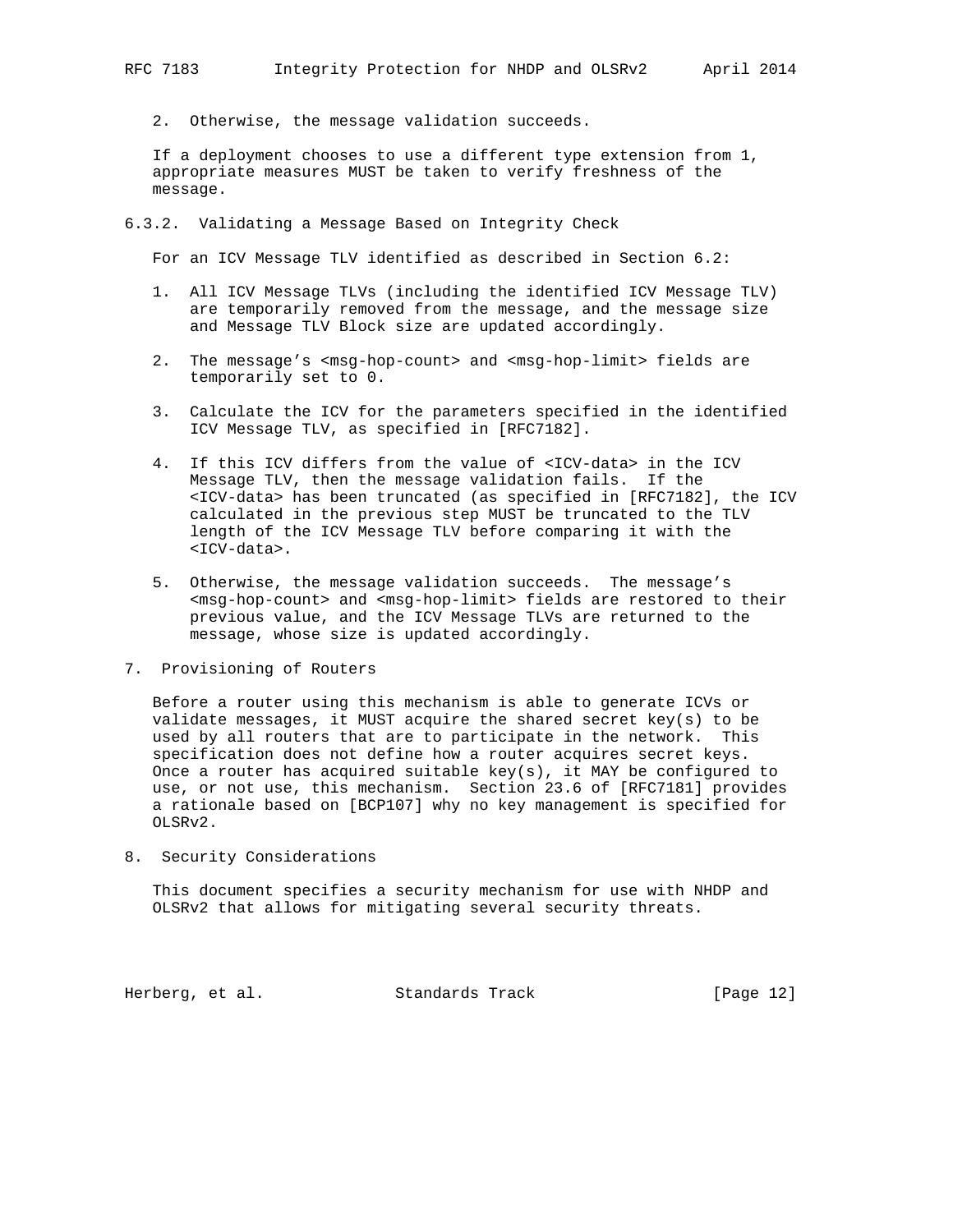2. Otherwise, the message validation succeeds.

If a deployment chooses to use a different type extension from 1, appropriate measures MUST be taken to verify freshness of the message.

### 6.3.2. Validating a Message Based on Integrity Check

For an ICV Message TLV identified as described in Section 6.2:

1. All ICV Message TLVs (including the identified ICV Message TLV) are temporarily removed from the message, and the message size and Message TLV Block size are updated accordingly.

2. The message's <msg-hop-count> and <msg-hop-limit> fields are temporarily set to 0.

3. Calculate the ICV for the parameters specified in the identified ICV Message TLV, as specified in [RFC7182].

4. If this ICV differs from the value of <ICV-data> in the ICV Message TLV, then the message validation fails. If the <ICV-data> has been truncated (as specified in [RFC7182], the ICV calculated in the previous step MUST be truncated to the TLV length of the ICV Message TLV before comparing it with the <ICV-data>.

5. Otherwise, the message validation succeeds. The message's <msg-hop-count> and <msg-hop-limit> fields are restored to their previous value, and the ICV Message TLVs are returned to the message, whose size is updated accordingly.

## 7. Provisioning of Routers

Before a router using this mechanism is able to generate ICVs or validate messages, it MUST acquire the shared secret key(s) to be used by all routers that are to participate in the network. This specification does not define how a router acquires secret keys. Once a router has acquired suitable key(s), it MAY be configured to use, or not use, this mechanism. Section 23.6 of [RFC7181] provides a rationale based on [BCP107] why no key management is specified for OLSRv2.

## 8. Security Considerations

This document specifies a security mechanism for use with NHDP and OLSRv2 that allows for mitigating several security threats.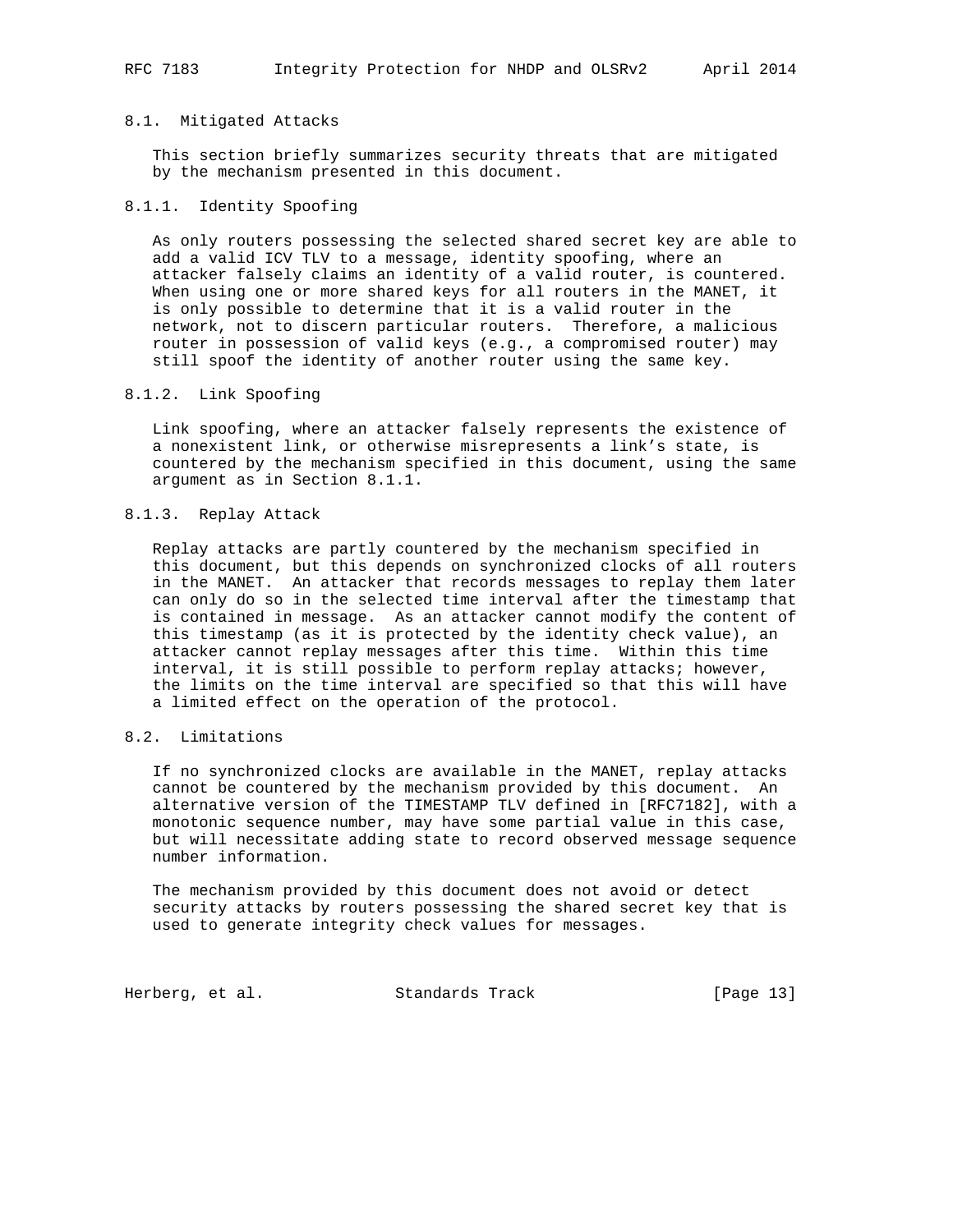### 8.1. Mitigated Attacks

This section briefly summarizes security threats that are mitigated by the mechanism presented in this document.

#### 8.1.1. Identity Spoofing

As only routers possessing the selected shared secret key are able to add a valid ICV TLV to a message, identity spoofing, where an attacker falsely claims an identity of a valid router, is countered. When using one or more shared keys for all routers in the MANET, it is only possible to determine that it is a valid router in the network, not to discern particular routers. Therefore, a malicious router in possession of valid keys (e.g., a compromised router) may still spoof the identity of another router using the same key.

#### 8.1.2. Link Spoofing

Link spoofing, where an attacker falsely represents the existence of a nonexistent link, or otherwise misrepresents a link's state, is countered by the mechanism specified in this document, using the same argument as in Section 8.1.1.

#### 8.1.3. Replay Attack

Replay attacks are partly countered by the mechanism specified in this document, but this depends on synchronized clocks of all routers in the MANET. An attacker that records messages to replay them later can only do so in the selected time interval after the timestamp that is contained in message. As an attacker cannot modify the content of this timestamp (as it is protected by the identity check value), an attacker cannot replay messages after this time. Within this time interval, it is still possible to perform replay attacks; however, the limits on the time interval are specified so that this will have a limited effect on the operation of the protocol.

### 8.2. Limitations

If no synchronized clocks are available in the MANET, replay attacks cannot be countered by the mechanism provided by this document. An alternative version of the TIMESTAMP TLV defined in [RFC7182], with a monotonic sequence number, may have some partial value in this case, but will necessitate adding state to record observed message sequence number information.

The mechanism provided by this document does not avoid or detect security attacks by routers possessing the shared secret key that is used to generate integrity check values for messages.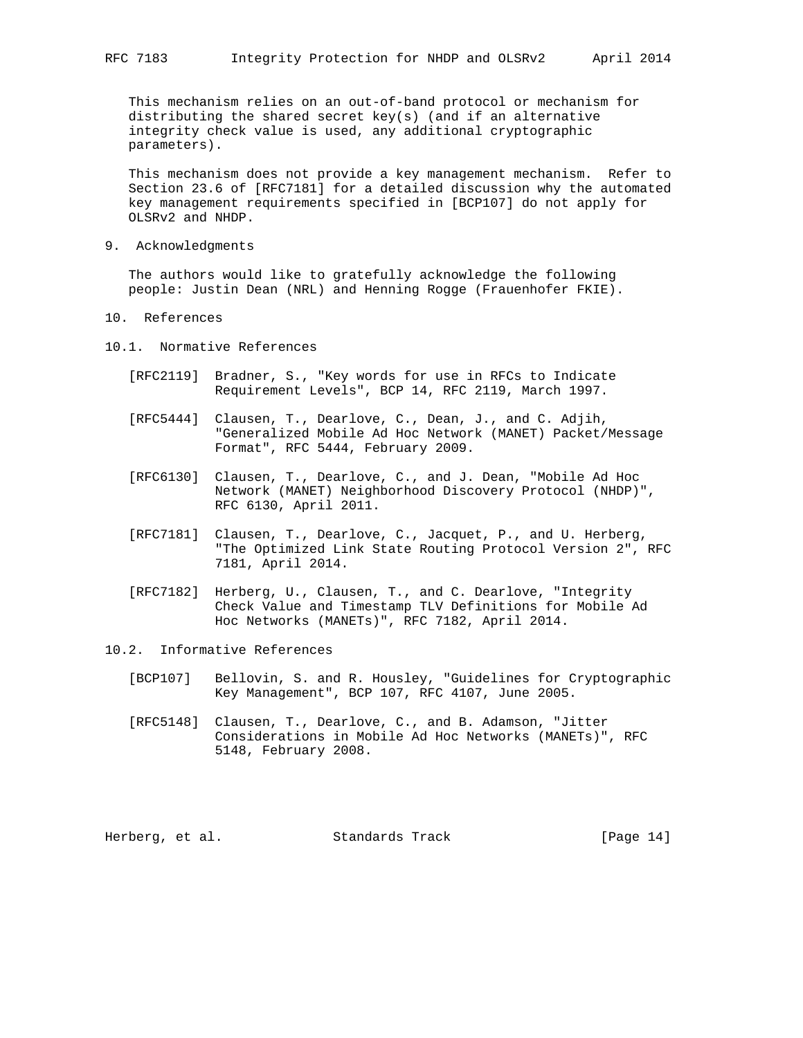This mechanism relies on an out-of-band protocol or mechanism for distributing the shared secret key(s) (and if an alternative integrity check value is used, any additional cryptographic parameters).

This mechanism does not provide a key management mechanism. Refer to Section 23.6 of [RFC7181] for a detailed discussion why the automated key management requirements specified in [BCP107] do not apply for OLSRv2 and NHDP.

# 9. Acknowledgments

The authors would like to gratefully acknowledge the following people: Justin Dean (NRL) and Henning Rogge (Frauenhofer FKIE).

# 10. References

## 10.1. Normative References

[RFC2119] Bradner, S., "Key words for use in RFCs to Indicate Requirement Levels", BCP 14, RFC 2119, March 1997.

[RFC5444] Clausen, T., Dearlove, C., Dean, J., and C. Adjih, "Generalized Mobile Ad Hoc Network (MANET) Packet/Message Format", RFC 5444, February 2009.

[RFC6130] Clausen, T., Dearlove, C., and J. Dean, "Mobile Ad Hoc Network (MANET) Neighborhood Discovery Protocol (NHDP)", RFC 6130, April 2011.

[RFC7181] Clausen, T., Dearlove, C., Jacquet, P., and U. Herberg, "The Optimized Link State Routing Protocol Version 2", RFC 7181, April 2014.

[RFC7182] Herberg, U., Clausen, T., and C. Dearlove, "Integrity Check Value and Timestamp TLV Definitions for Mobile Ad Hoc Networks (MANETs)", RFC 7182, April 2014.

## 10.2. Informative References

[BCP107] Bellovin, S. and R. Housley, "Guidelines for Cryptographic Key Management", BCP 107, RFC 4107, June 2005.

[RFC5148] Clausen, T., Dearlove, C., and B. Adamson, "Jitter Considerations in Mobile Ad Hoc Networks (MANETs)", RFC 5148, February 2008.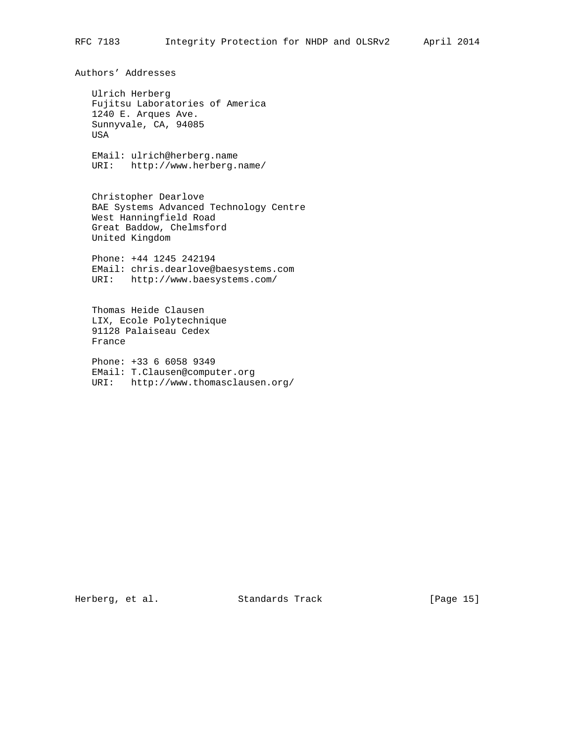## Authors' Addresses

Ulrich Herberg
Fujitsu Laboratories of America
1240 E. Arques Ave.
Sunnyvale, CA, 94085
USA

EMail: ulrich@herberg.name
URI: http://www.herberg.name/

Christopher Dearlove
BAE Systems Advanced Technology Centre
West Hanningfield Road
Great Baddow, Chelmsford
United Kingdom

Phone: +44 1245 242194
EMail: chris.dearlove@baesystems.com
URI: http://www.baesystems.com/

Thomas Heide Clausen
LIX, Ecole Polytechnique
91128 Palaiseau Cedex
France

Phone: +33 6 6058 9349
EMail: T.Clausen@computer.org
URI: http://www.thomasclausen.org/